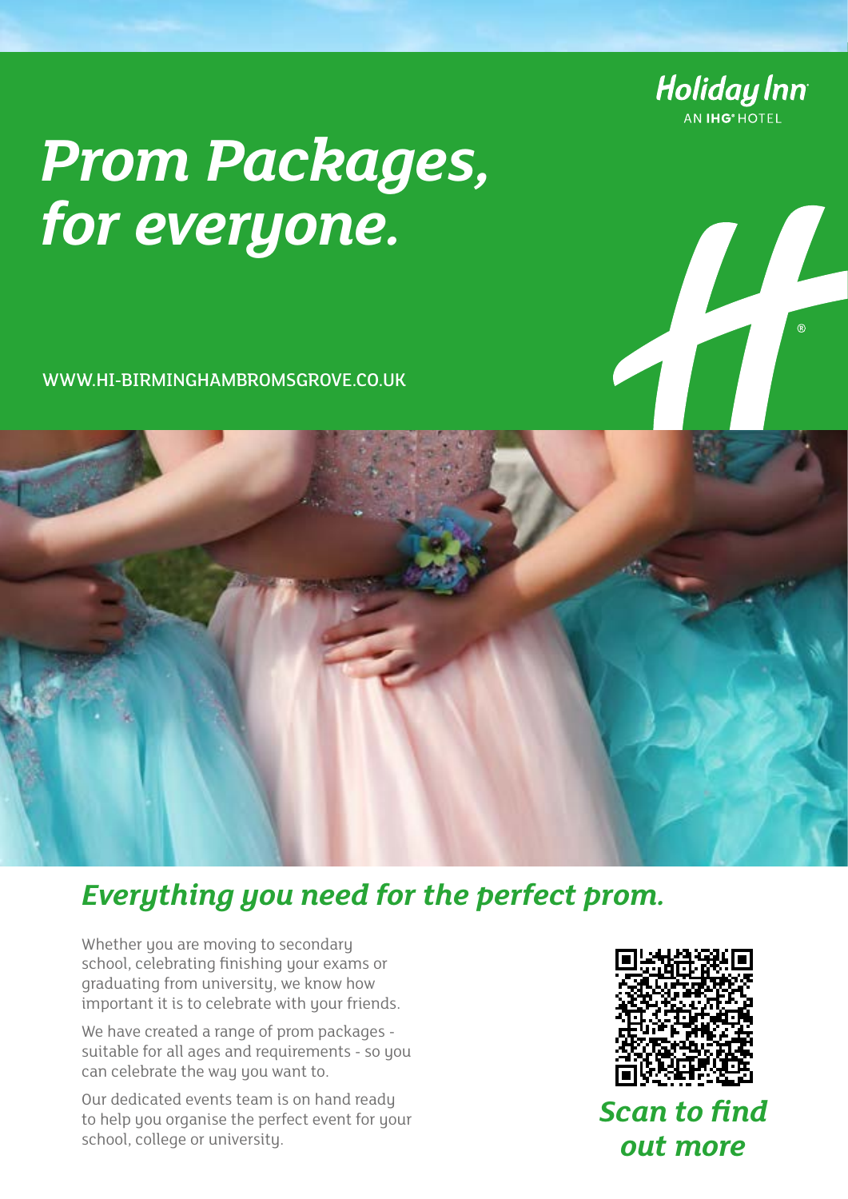Holiday Inn

AN IHG® HOTEL

# *Prom Packages, for everyone.*

WWW.HI-BIRMINGHAMBROMSGROVE.CO.UK

## *Everything you need for the perfect prom.*

Whether you are moving to secondary school, celebrating finishing your exams or graduating from university, we know how important it is to celebrate with your friends.

We have created a range of prom packages - suitable for all ages and requirements - so you can celebrate the way you want to.

Our dedicated events team is on hand ready to help you organise the perfect event for your school, college or university.

*Scan to find out more*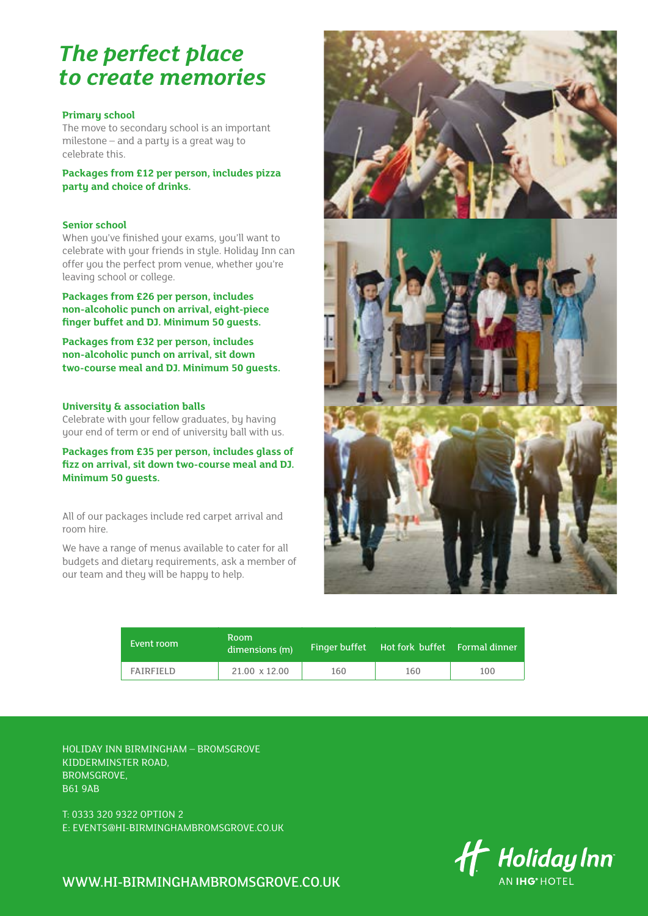# The perfect place to create memories

**Primary school**

The move to secondary school is an important milestone – and a party is a great way to celebrate this.

**Packages from £12 per person, includes pizza party and choice of drinks.**

**Senior school**

When you've finished your exams, you'll want to celebrate with your friends in style. Holiday Inn can offer you the perfect prom venue, whether you're leaving school or college.

**Packages from £26 per person, includes non-alcoholic punch on arrival, eight-piece finger buffet and DJ. Minimum 50 guests.**

**Packages from £32 per person, includes non-alcoholic punch on arrival, sit down two-course meal and DJ. Minimum 50 guests.**

**University & association balls**

Celebrate with your fellow graduates, by having your end of term or end of university ball with us.

**Packages from £35 per person, includes glass of fizz on arrival, sit down two-course meal and DJ. Minimum 50 guests.**

All of our packages include red carpet arrival and room hire.

We have a range of menus available to cater for all budgets and dietary requirements, ask a member of our team and they will be happy to help.

| Event room | Room dimensions (m) | Finger buffet | Hot fork buffet | Formal dinner |
|---|---|---|---|---|
| FAIRFIELD | 21.00 x 12.00 | 160 | 160 | 100 |

HOLIDAY INN BIRMINGHAM – BROMSGROVE
KIDDERMINSTER ROAD,
BROMSGROVE,
B61 9AB

T: 0333 320 9322 OPTION 2
E: EVENTS@HI-BIRMINGHAMBROMSGROVE.CO.UK

WWW.HI-BIRMINGHAMBROMSGROVE.CO.UK

Holiday Inn
AN IHG HOTEL